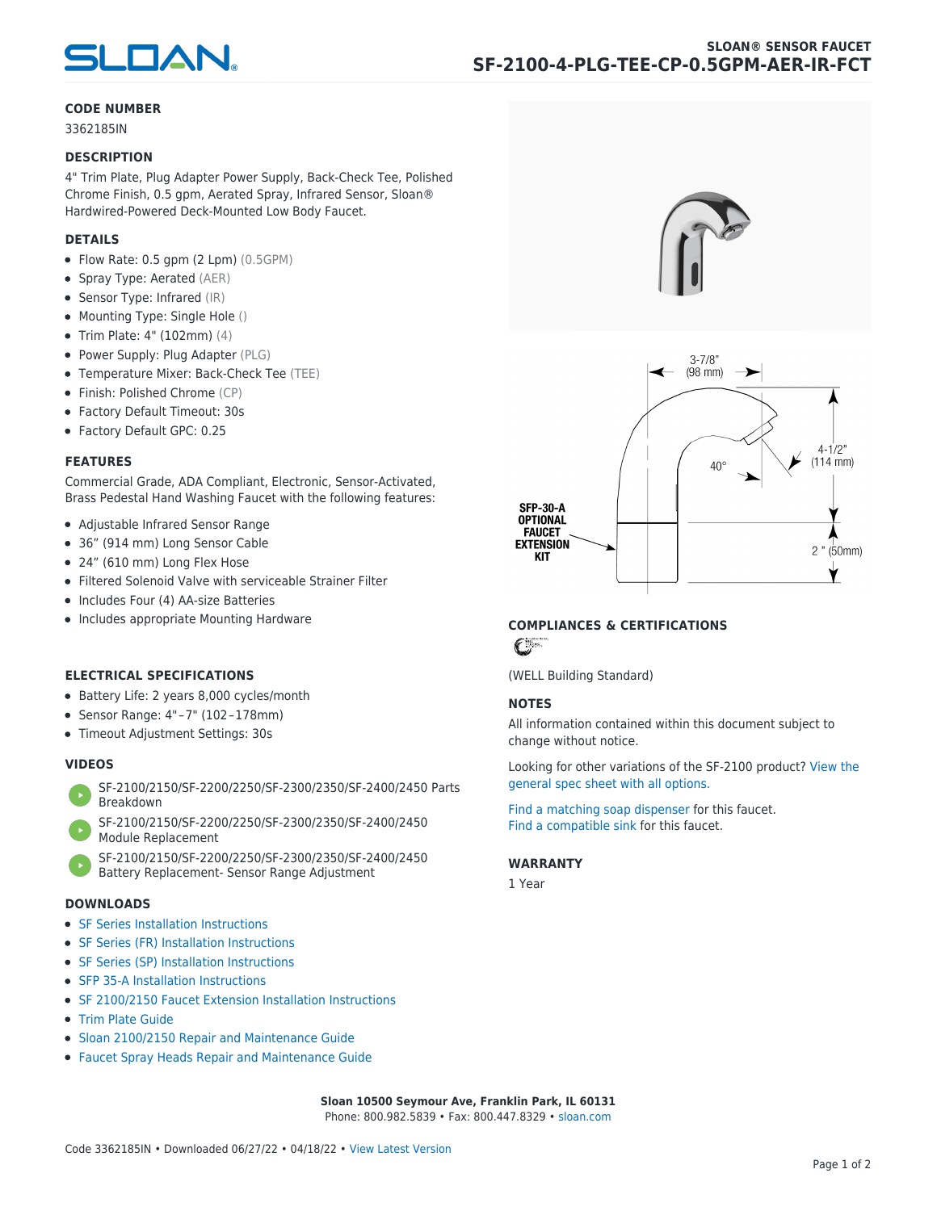# SLOAN® SENSOR FAUCET

## SF-2100-4-PLG-TEE-CP-0.5GPM-AER-IR-FCT

### CODE NUMBER

3362185IN

### DESCRIPTION

4" Trim Plate, Plug Adapter Power Supply, Back-Check Tee, Polished Chrome Finish, 0.5 gpm, Aerated Spray, Infrared Sensor, Sloan® Hardwired-Powered Deck-Mounted Low Body Faucet.

### DETAILS

- Flow Rate: 0.5 gpm (2 Lpm) (0.5GPM)
- Spray Type: Aerated (AER)
- Sensor Type: Infrared (IR)
- Mounting Type: Single Hole ()
- Trim Plate: 4" (102mm) (4)
- Power Supply: Plug Adapter (PLG)
- Temperature Mixer: Back-Check Tee (TEE)
- Finish: Polished Chrome (CP)
- Factory Default Timeout: 30s
- Factory Default GPC: 0.25

### FEATURES

Commercial Grade, ADA Compliant, Electronic, Sensor-Activated, Brass Pedestal Hand Washing Faucet with the following features:

- Adjustable Infrared Sensor Range
- 36” (914 mm) Long Sensor Cable
- 24” (610 mm) Long Flex Hose
- Filtered Solenoid Valve with serviceable Strainer Filter
- Includes Four (4) AA-size Batteries
- Includes appropriate Mounting Hardware

### ELECTRICAL SPECIFICATIONS

- Battery Life: 2 years 8,000 cycles/month
- Sensor Range: 4"–7" (102–178mm)
- Timeout Adjustment Settings: 30s

### VIDEOS

- SF-2100/2150/SF-2200/2250/SF-2300/2350/SF-2400/2450 Parts Breakdown
- SF-2100/2150/SF-2200/2250/SF-2300/2350/SF-2400/2450 Module Replacement
- SF-2100/2150/SF-2200/2250/SF-2300/2350/SF-2400/2450 Battery Replacement- Sensor Range Adjustment

### DOWNLOADS

- SF Series Installation Instructions
- SF Series (FR) Installation Instructions
- SF Series (SP) Installation Instructions
- SFP 35-A Installation Instructions
- SF 2100/2150 Faucet Extension Installation Instructions
- Trim Plate Guide
- Sloan 2100/2150 Repair and Maintenance Guide
- Faucet Spray Heads Repair and Maintenance Guide

3-7/8" (98 mm)

40°

4-1/2" (114 mm)

SFP-30-A OPTIONAL FAUCET EXTENSION KIT

2 " (50mm)

### COMPLIANCES & CERTIFICATIONS

(WELL Building Standard)

### NOTES

All information contained within this document subject to change without notice.

Looking for other variations of the SF-2100 product? View the general spec sheet with all options.

Find a matching soap dispenser for this faucet.
Find a compatible sink for this faucet.

### WARRANTY

1 Year

**Sloan 10500 Seymour Ave, Franklin Park, IL 60131**
Phone: 800.982.5839 • Fax: 800.447.8329 • sloan.com

Code 3362185IN • Downloaded 06/27/22 • 04/18/22 • View Latest Version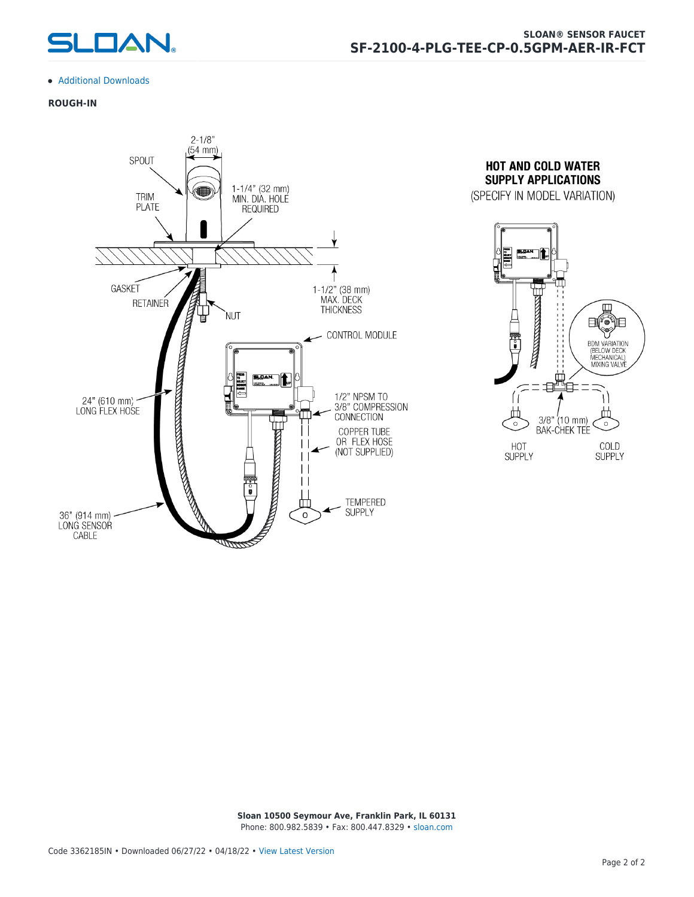- Additional Downloads

**ROUGH-IN**

2-1/8"
(54 mm)
SPOUT
TRIM PLATE
1-1/4" (32 mm) MIN. DIA. HOLE REQUIRED
GASKET
RETAINER
NUT
1-1/2" (38 mm) MAX. DECK THICKNESS
CONTROL MODULE
24" (610 mm) LONG FLEX HOSE
1/2" NPSM TO 3/8" COMPRESSION CONNECTION
COPPER TUBE OR FLEX HOSE (NOT SUPPLIED)
TEMPERED SUPPLY
36" (914 mm) LONG SENSOR CABLE

**HOT AND COLD WATER SUPPLY APPLICATIONS**
(SPECIFY IN MODEL VARIATION)

BDM VARIATION (BELOW DECK MECHANICAL) MIXING VALVE
3/8" (10 mm) BAK-CHEK TEE
HOT SUPPLY
COLD SUPPLY

**Sloan 10500 Seymour Ave, Franklin Park, IL 60131**
Phone: 800.982.5839 • Fax: 800.447.8329 • sloan.com

Code 3362185IN • Downloaded 06/27/22 • 04/18/22 • View Latest Version